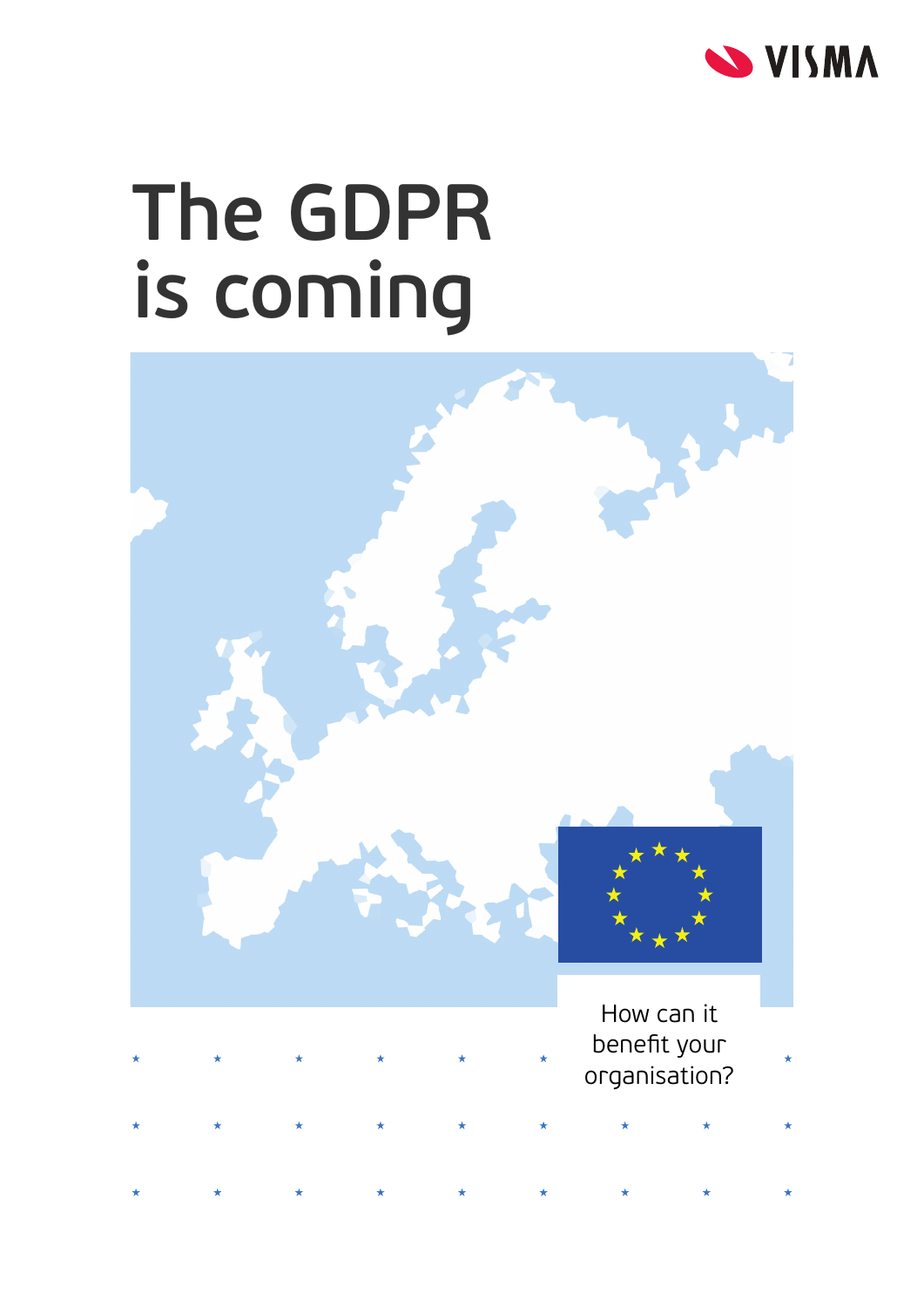VISMA

# The GDPR is coming

How can it benefit your organisation?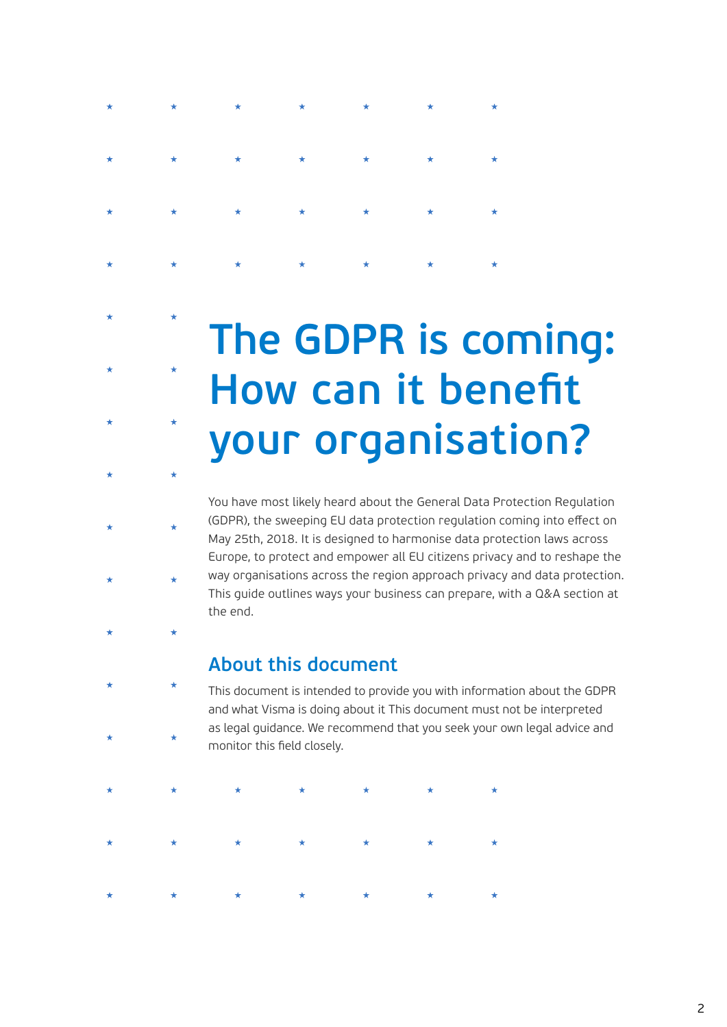# The GDPR is coming: How can it benefit your organisation?

You have most likely heard about the General Data Protection Regulation (GDPR), the sweeping EU data protection regulation coming into effect on May 25th, 2018. It is designed to harmonise data protection laws across Europe, to protect and empower all EU citizens privacy and to reshape the way organisations across the region approach privacy and data protection. This guide outlines ways your business can prepare, with a Q&A section at the end.

## About this document

This document is intended to provide you with information about the GDPR and what Visma is doing about it This document must not be interpreted as legal guidance. We recommend that you seek your own legal advice and monitor this field closely.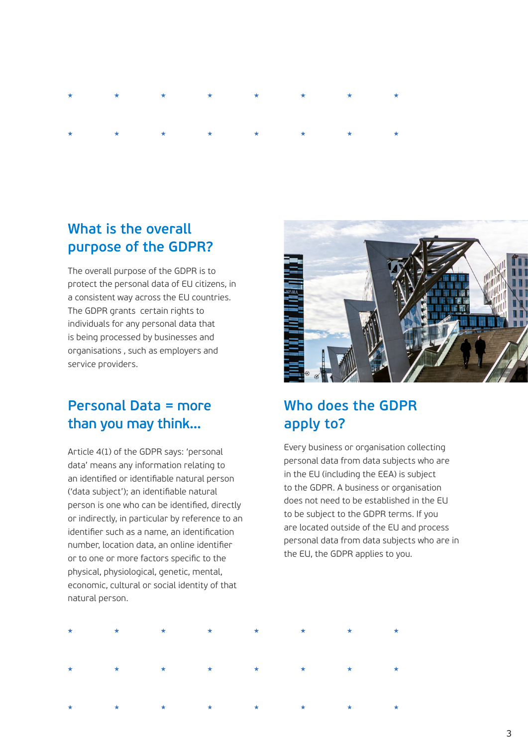## What is the overall purpose of the GDPR?

The overall purpose of the GDPR is to protect the personal data of EU citizens, in a consistent way across the EU countries. The GDPR grants certain rights to individuals for any personal data that is being processed by businesses and organisations , such as employers and service providers.

## Personal Data = more than you may think...

Article 4(1) of the GDPR says: 'personal data' means any information relating to an identified or identifiable natural person ('data subject'); an identifiable natural person is one who can be identified, directly or indirectly, in particular by reference to an identifier such as a name, an identification number, location data, an online identifier or to one or more factors specific to the physical, physiological, genetic, mental, economic, cultural or social identity of that natural person.

## Who does the GDPR apply to?

Every business or organisation collecting personal data from data subjects who are in the EU (including the EEA) is subject to the GDPR. A business or organisation does not need to be established in the EU to be subject to the GDPR terms. If you are located outside of the EU and process personal data from data subjects who are in the EU, the GDPR applies to you.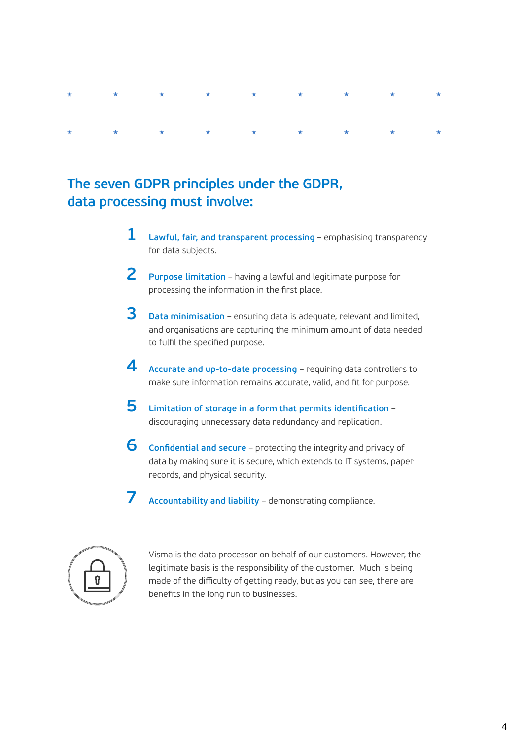## The seven GDPR principles under the GDPR, data processing must involve:

1. **Lawful, fair, and transparent processing** – emphasising transparency for data subjects.
2. **Purpose limitation** – having a lawful and legitimate purpose for processing the information in the first place.
3. **Data minimisation** – ensuring data is adequate, relevant and limited, and organisations are capturing the minimum amount of data needed to fulfil the specified purpose.
4. **Accurate and up-to-date processing** – requiring data controllers to make sure information remains accurate, valid, and fit for purpose.
5. **Limitation of storage in a form that permits identification** – discouraging unnecessary data redundancy and replication.
6. **Confidential and secure** – protecting the integrity and privacy of data by making sure it is secure, which extends to IT systems, paper records, and physical security.
7. **Accountability and liability** – demonstrating compliance.

Visma is the data processor on behalf of our customers. However, the legitimate basis is the responsibility of the customer. Much is being made of the difficulty of getting ready, but as you can see, there are benefits in the long run to businesses.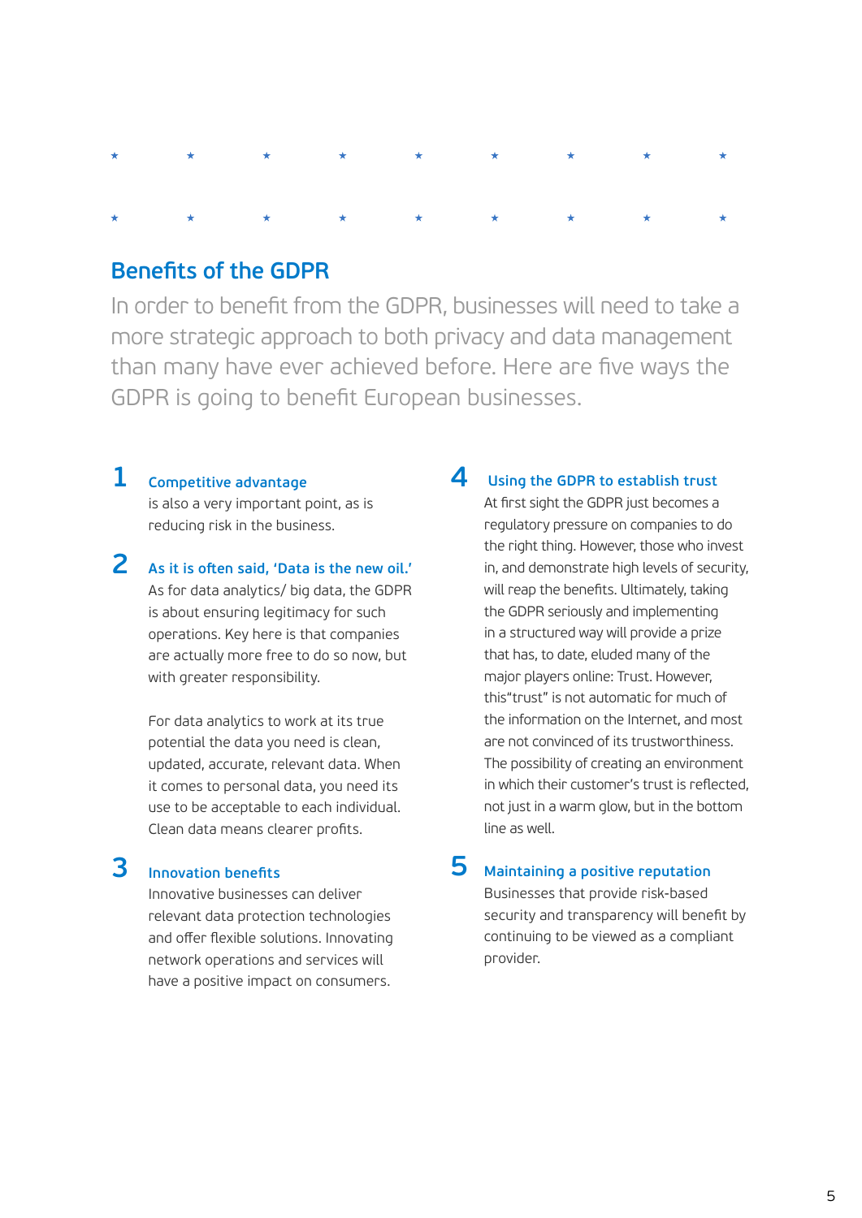## Benefits of the GDPR

In order to benefit from the GDPR, businesses will need to take a more strategic approach to both privacy and data management than many have ever achieved before. Here are five ways the GDPR is going to benefit European businesses.

### 1 Competitive advantage

is also a very important point, as is reducing risk in the business.

### 2 As it is often said, 'Data is the new oil.'

As for data analytics/ big data, the GDPR is about ensuring legitimacy for such operations. Key here is that companies are actually more free to do so now, but with greater responsibility.

For data analytics to work at its true potential the data you need is clean, updated, accurate, relevant data. When it comes to personal data, you need its use to be acceptable to each individual. Clean data means clearer profits.

### 3 Innovation benefits

Innovative businesses can deliver relevant data protection technologies and offer flexible solutions. Innovating network operations and services will have a positive impact on consumers.

### 4 Using the GDPR to establish trust

At first sight the GDPR just becomes a regulatory pressure on companies to do the right thing. However, those who invest in, and demonstrate high levels of security, will reap the benefits. Ultimately, taking the GDPR seriously and implementing in a structured way will provide a prize that has, to date, eluded many of the major players online: Trust. However, this"trust" is not automatic for much of the information on the Internet, and most are not convinced of its trustworthiness. The possibility of creating an environment in which their customer's trust is reflected, not just in a warm glow, but in the bottom line as well.

### 5 Maintaining a positive reputation

Businesses that provide risk-based security and transparency will benefit by continuing to be viewed as a compliant provider.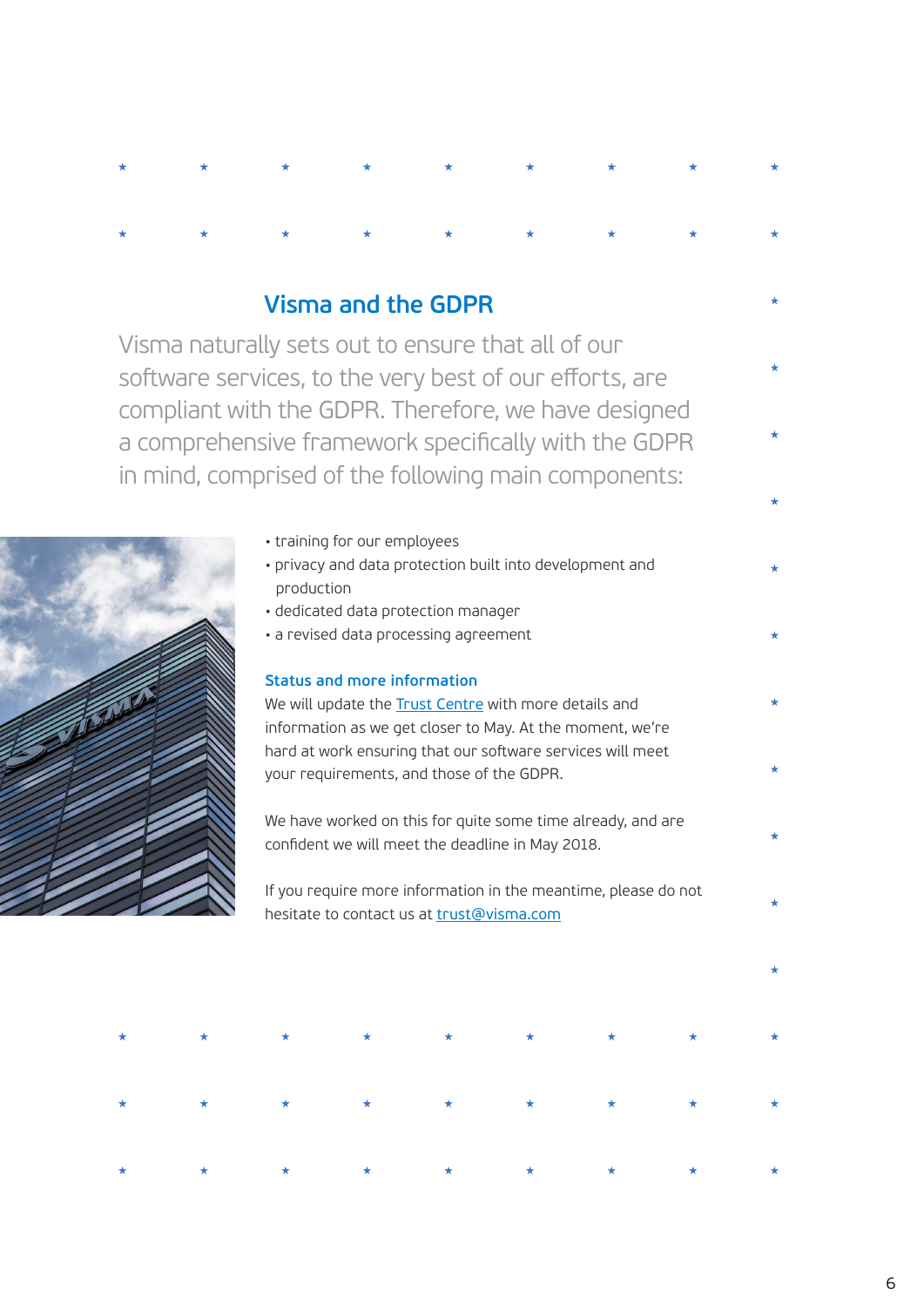## Visma and the GDPR

Visma naturally sets out to ensure that all of our software services, to the very best of our efforts, are compliant with the GDPR. Therefore, we have designed a comprehensive framework specifically with the GDPR in mind, comprised of the following main components:

- training for our employees
- privacy and data protection built into development and production
- dedicated data protection manager
- a revised data processing agreement

### Status and more information

We will update the [Trust Centre]() with more details and information as we get closer to May. At the moment, we're hard at work ensuring that our software services will meet your requirements, and those of the GDPR.

We have worked on this for quite some time already, and are confident we will meet the deadline in May 2018.

If you require more information in the meantime, please do not hesitate to contact us at [trust@visma.com](mailto:trust@visma.com)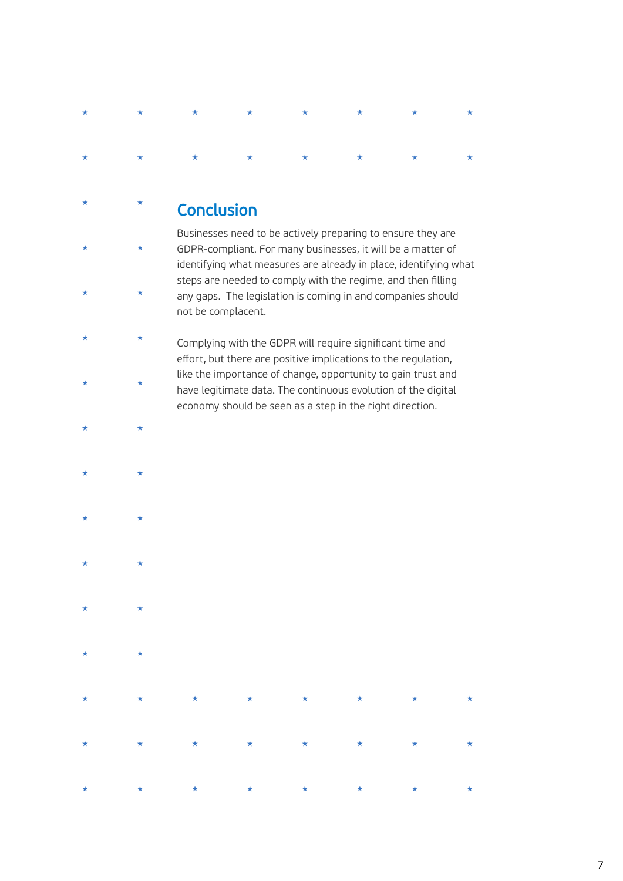## Conclusion

Businesses need to be actively preparing to ensure they are GDPR-compliant. For many businesses, it will be a matter of identifying what measures are already in place, identifying what steps are needed to comply with the regime, and then filling any gaps. The legislation is coming in and companies should not be complacent.

Complying with the GDPR will require significant time and effort, but there are positive implications to the regulation, like the importance of change, opportunity to gain trust and have legitimate data. The continuous evolution of the digital economy should be seen as a step in the right direction.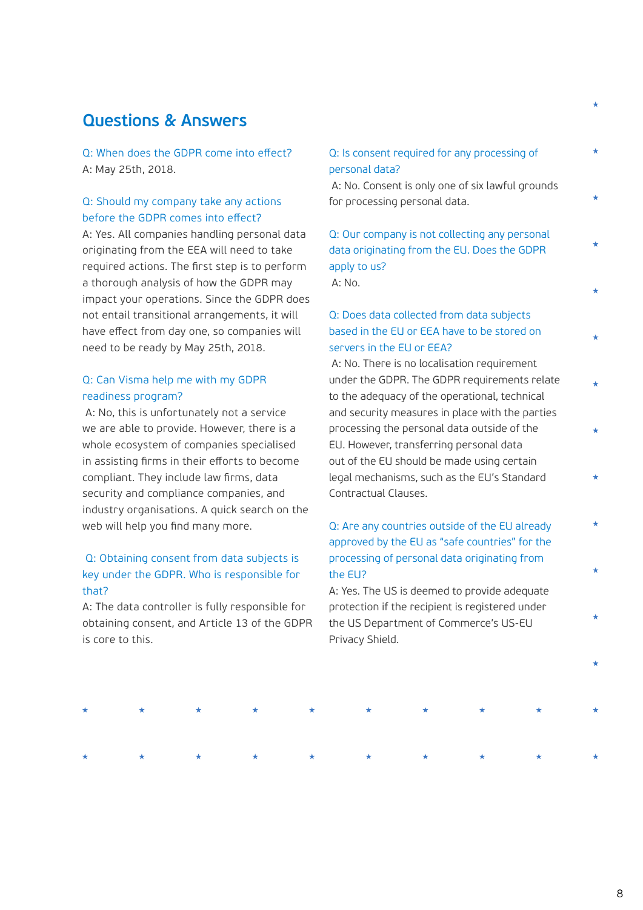## Questions & Answers

Q: When does the GDPR come into effect?

A: May 25th, 2018.

Q: Should my company take any actions before the GDPR comes into effect?

A: Yes. All companies handling personal data originating from the EEA will need to take required actions. The first step is to perform a thorough analysis of how the GDPR may impact your operations. Since the GDPR does not entail transitional arrangements, it will have effect from day one, so companies will need to be ready by May 25th, 2018.

Q: Can Visma help me with my GDPR readiness program?

A: No, this is unfortunately not a service we are able to provide. However, there is a whole ecosystem of companies specialised in assisting firms in their efforts to become compliant. They include law firms, data security and compliance companies, and industry organisations. A quick search on the web will help you find many more.

Q: Obtaining consent from data subjects is key under the GDPR. Who is responsible for that?

A: The data controller is fully responsible for obtaining consent, and Article 13 of the GDPR is core to this.

Q: Is consent required for any processing of personal data?

A: No. Consent is only one of six lawful grounds for processing personal data.

Q: Our company is not collecting any personal data originating from the EU. Does the GDPR apply to us?

A: No.

Q: Does data collected from data subjects based in the EU or EEA have to be stored on servers in the EU or EEA?

A: No. There is no localisation requirement under the GDPR. The GDPR requirements relate to the adequacy of the operational, technical and security measures in place with the parties processing the personal data outside of the EU. However, transferring personal data out of the EU should be made using certain legal mechanisms, such as the EU's Standard Contractual Clauses.

Q: Are any countries outside of the EU already approved by the EU as "safe countries" for the processing of personal data originating from the EU?

A: Yes. The US is deemed to provide adequate protection if the recipient is registered under the US Department of Commerce's US-EU Privacy Shield.